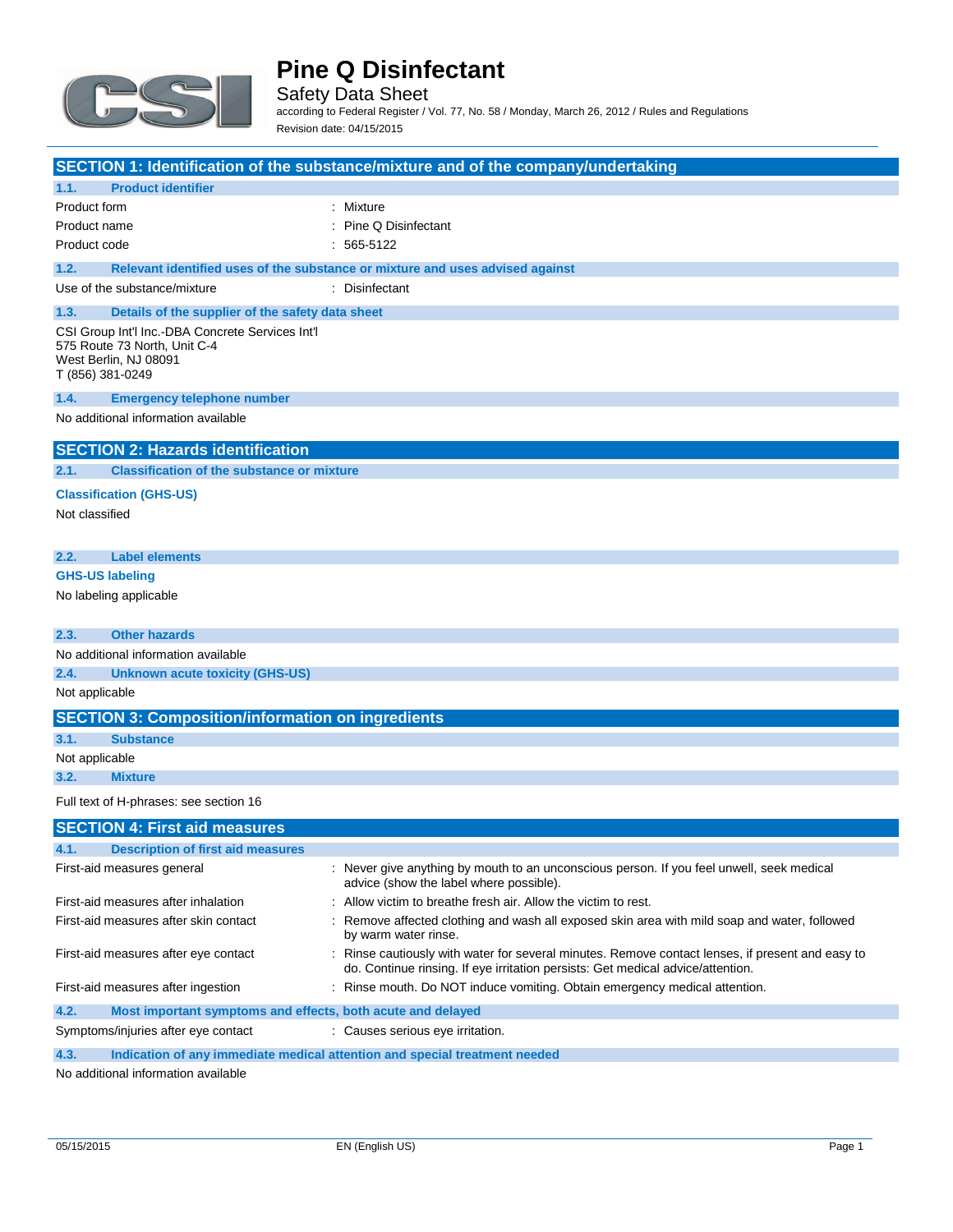# Pine Q Disinfectant

Safety Data Sheet

according to Federal Register / Vol. 77, No. 58 / Monday, March 26, 2012 / Rules and Regulations

Revision date: 04/15/2015

## SECTION 1: Identification of the substance/mixture and of the company/undertaking

### 1.1. Product identifier

| | |
|---|---|
| Product form | : Mixture |
| Product name | : Pine Q Disinfectant |
| Product code | : 565-5122 |

### 1.2. Relevant identified uses of the substance or mixture and uses advised against

| | |
|---|---|
| Use of the substance/mixture | : Disinfectant |

### 1.3. Details of the supplier of the safety data sheet

CSI Group Int'l Inc.-DBA Concrete Services Int'l
575 Route 73 North, Unit C-4
West Berlin, NJ 08091
T (856) 381-0249

### 1.4. Emergency telephone number

No additional information available

## SECTION 2: Hazards identification

### 2.1. Classification of the substance or mixture

**Classification (GHS-US)**

Not classified

### 2.2. Label elements

**GHS-US labeling**

No labeling applicable

### 2.3. Other hazards

No additional information available

### 2.4. Unknown acute toxicity (GHS-US)

Not applicable

## SECTION 3: Composition/information on ingredients

### 3.1. Substance

Not applicable

### 3.2. Mixture

Full text of H-phrases: see section 16

## SECTION 4: First aid measures

### 4.1. Description of first aid measures

| | |
|---|---|
| First-aid measures general | : Never give anything by mouth to an unconscious person. If you feel unwell, seek medical advice (show the label where possible). |
| First-aid measures after inhalation | : Allow victim to breathe fresh air. Allow the victim to rest. |
| First-aid measures after skin contact | : Remove affected clothing and wash all exposed skin area with mild soap and water, followed by warm water rinse. |
| First-aid measures after eye contact | : Rinse cautiously with water for several minutes. Remove contact lenses, if present and easy to do. Continue rinsing. If eye irritation persists: Get medical advice/attention. |
| First-aid measures after ingestion | : Rinse mouth. Do NOT induce vomiting. Obtain emergency medical attention. |

### 4.2. Most important symptoms and effects, both acute and delayed

| | |
|---|---|
| Symptoms/injuries after eye contact | : Causes serious eye irritation. |

### 4.3. Indication of any immediate medical attention and special treatment needed

No additional information available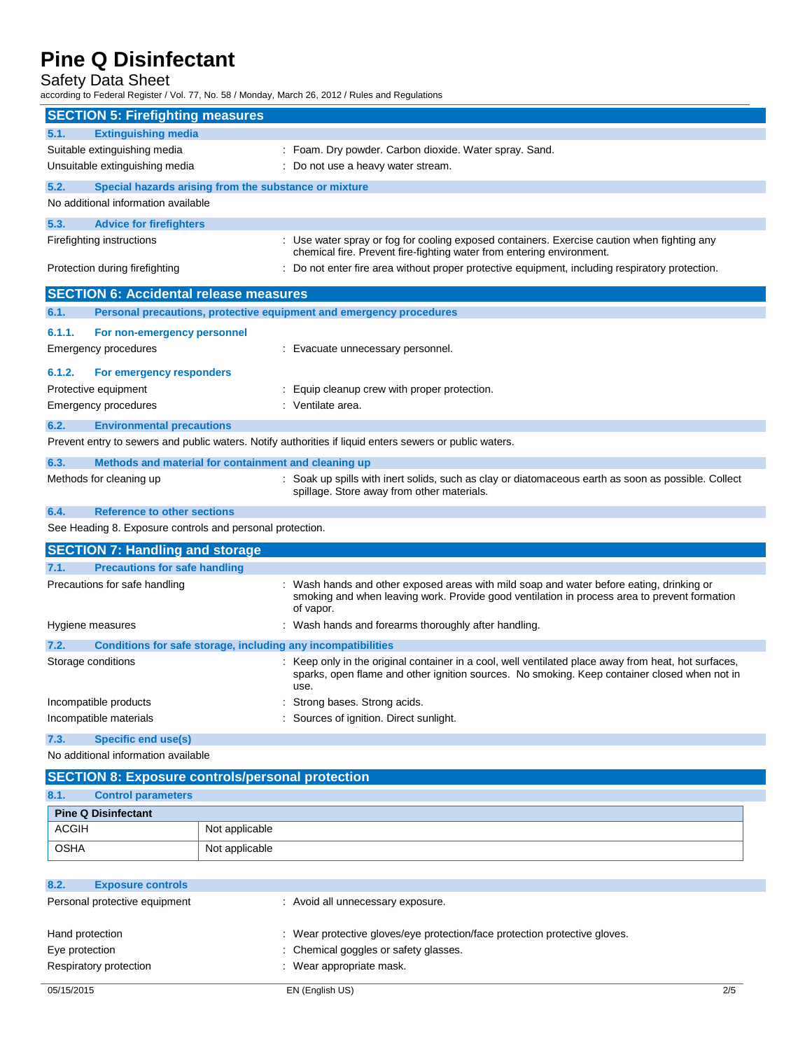## SECTION 5: Firefighting measures

### 5.1. Extinguishing media

Suitable extinguishing media : Foam. Dry powder. Carbon dioxide. Water spray. Sand.

Unsuitable extinguishing media : Do not use a heavy water stream.

### 5.2. Special hazards arising from the substance or mixture

No additional information available

### 5.3. Advice for firefighters

Firefighting instructions : Use water spray or fog for cooling exposed containers. Exercise caution when fighting any chemical fire. Prevent fire-fighting water from entering environment.

Protection during firefighting : Do not enter fire area without proper protective equipment, including respiratory protection.

## SECTION 6: Accidental release measures

### 6.1. Personal precautions, protective equipment and emergency procedures

#### 6.1.1. For non-emergency personnel

Emergency procedures : Evacuate unnecessary personnel.

#### 6.1.2. For emergency responders

Protective equipment : Equip cleanup crew with proper protection.

Emergency procedures : Ventilate area.

### 6.2. Environmental precautions

Prevent entry to sewers and public waters. Notify authorities if liquid enters sewers or public waters.

### 6.3. Methods and material for containment and cleaning up

Methods for cleaning up : Soak up spills with inert solids, such as clay or diatomaceous earth as soon as possible. Collect spillage. Store away from other materials.

### 6.4. Reference to other sections

See Heading 8. Exposure controls and personal protection.

## SECTION 7: Handling and storage

### 7.1. Precautions for safe handling

Precautions for safe handling : Wash hands and other exposed areas with mild soap and water before eating, drinking or smoking and when leaving work. Provide good ventilation in process area to prevent formation of vapor.

Hygiene measures : Wash hands and forearms thoroughly after handling.

### 7.2. Conditions for safe storage, including any incompatibilities

Storage conditions : Keep only in the original container in a cool, well ventilated place away from heat, hot surfaces, sparks, open flame and other ignition sources. No smoking. Keep container closed when not in use.

Incompatible products : Strong bases. Strong acids.

Incompatible materials : Sources of ignition. Direct sunlight.

### 7.3. Specific end use(s)

No additional information available

## SECTION 8: Exposure controls/personal protection

### 8.1. Control parameters

| Pine Q Disinfectant | |
|---|---|
| ACGIH | Not applicable |
| OSHA | Not applicable |

### 8.2. Exposure controls

Personal protective equipment : Avoid all unnecessary exposure.

Hand protection : Wear protective gloves/eye protection/face protection protective gloves.

Eye protection : Chemical goggles or safety glasses.

Respiratory protection : Wear appropriate mask.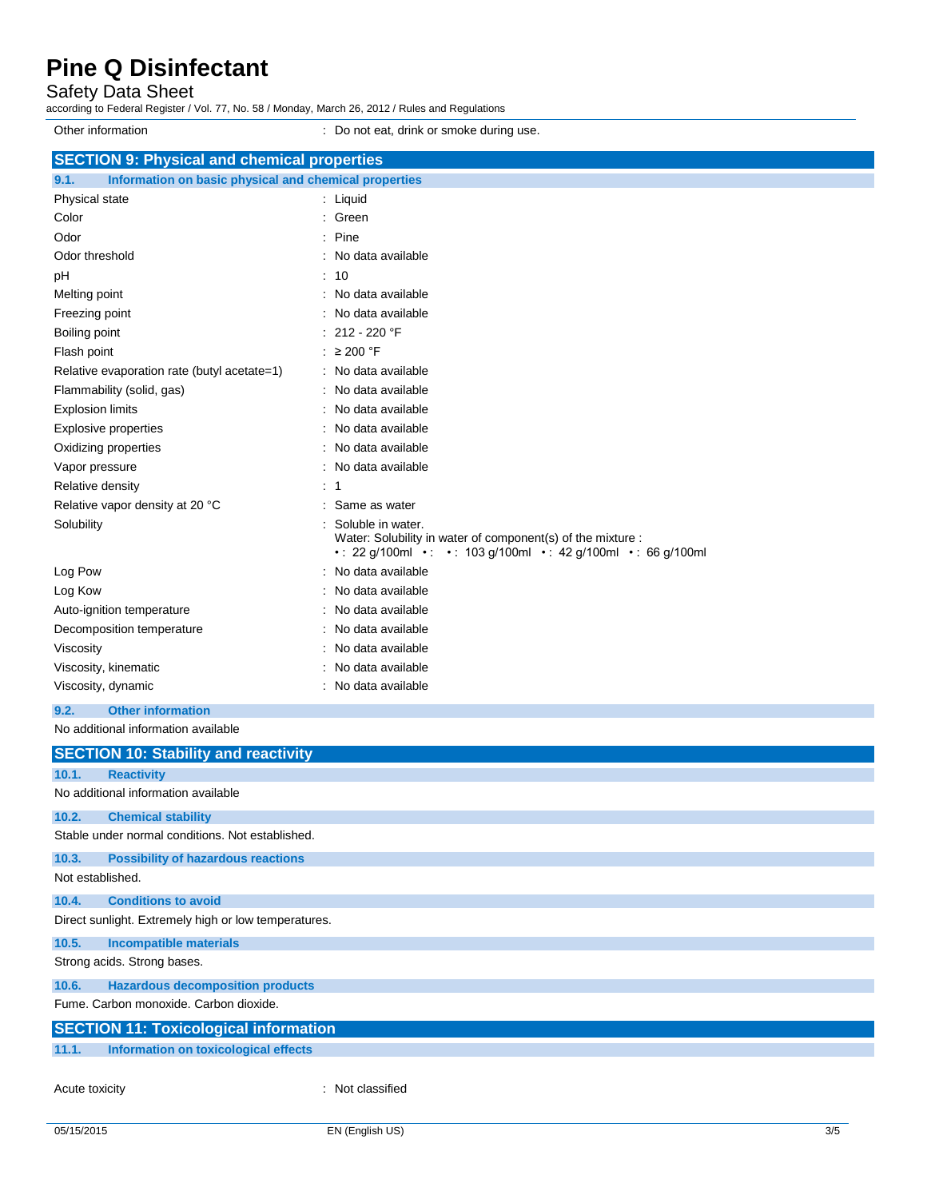| | |
|---|---|
| Other information | : Do not eat, drink or smoke during use. |

## SECTION 9: Physical and chemical properties

### 9.1. Information on basic physical and chemical properties

| | |
|---|---|
| Physical state | : Liquid |
| Color | : Green |
| Odor | : Pine |
| Odor threshold | : No data available |
| pH | : 10 |
| Melting point | : No data available |
| Freezing point | : No data available |
| Boiling point | : 212 - 220 °F |
| Flash point | : ≥ 200 °F |
| Relative evaporation rate (butyl acetate=1) | : No data available |
| Flammability (solid, gas) | : No data available |
| Explosion limits | : No data available |
| Explosive properties | : No data available |
| Oxidizing properties | : No data available |
| Vapor pressure | : No data available |
| Relative density | : 1 |
| Relative vapor density at 20 °C | : Same as water |
| Solubility | : Soluble in water.<br>Water: Solubility in water of component(s) of the mixture :<br>• : 22 g/100ml • : • : 103 g/100ml • : 42 g/100ml • : 66 g/100ml |
| Log Pow | : No data available |
| Log Kow | : No data available |
| Auto-ignition temperature | : No data available |
| Decomposition temperature | : No data available |
| Viscosity | : No data available |
| Viscosity, kinematic | : No data available |
| Viscosity, dynamic | : No data available |

### 9.2. Other information

No additional information available

## SECTION 10: Stability and reactivity

### 10.1. Reactivity

No additional information available

### 10.2. Chemical stability

Stable under normal conditions. Not established.

### 10.3. Possibility of hazardous reactions

Not established.

### 10.4. Conditions to avoid

Direct sunlight. Extremely high or low temperatures.

### 10.5. Incompatible materials

Strong acids. Strong bases.

### 10.6. Hazardous decomposition products

Fume. Carbon monoxide. Carbon dioxide.

## SECTION 11: Toxicological information

### 11.1. Information on toxicological effects

| | |
|---|---|
| Acute toxicity | : Not classified |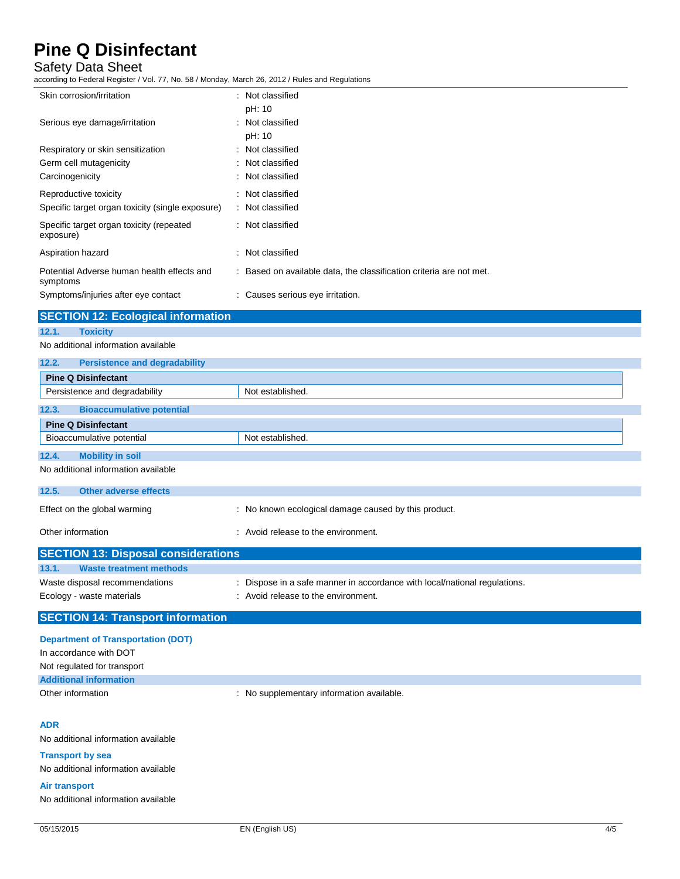| | |
|---|---|
| Skin corrosion/irritation | : Not classified<br>pH: 10 |
| Serious eye damage/irritation | : Not classified<br>pH: 10 |
| Respiratory or skin sensitization | : Not classified |
| Germ cell mutagenicity | : Not classified |
| Carcinogenicity | : Not classified |
| Reproductive toxicity | : Not classified |
| Specific target organ toxicity (single exposure) | : Not classified |
| Specific target organ toxicity (repeated exposure) | : Not classified |
| Aspiration hazard | : Not classified |
| Potential Adverse human health effects and symptoms | : Based on available data, the classification criteria are not met. |
| Symptoms/injuries after eye contact | : Causes serious eye irritation. |

## SECTION 12: Ecological information

### 12.1. Toxicity

No additional information available

### 12.2. Persistence and degradability

| Pine Q Disinfectant | |
|---|---|
| Persistence and degradability | Not established. |

### 12.3. Bioaccumulative potential

| Pine Q Disinfectant | |
|---|---|
| Bioaccumulative potential | Not established. |

### 12.4. Mobility in soil

No additional information available

### 12.5. Other adverse effects

| | |
|---|---|
| Effect on the global warming | : No known ecological damage caused by this product. |
| Other information | : Avoid release to the environment. |

## SECTION 13: Disposal considerations

### 13.1. Waste treatment methods

| | |
|---|---|
| Waste disposal recommendations | : Dispose in a safe manner in accordance with local/national regulations. |
| Ecology - waste materials | : Avoid release to the environment. |

## SECTION 14: Transport information

**Department of Transportation (DOT)**

In accordance with DOT

Not regulated for transport

**Additional information**

| | |
|---|---|
| Other information | : No supplementary information available. |

**ADR**

No additional information available

**Transport by sea**

No additional information available

**Air transport**

No additional information available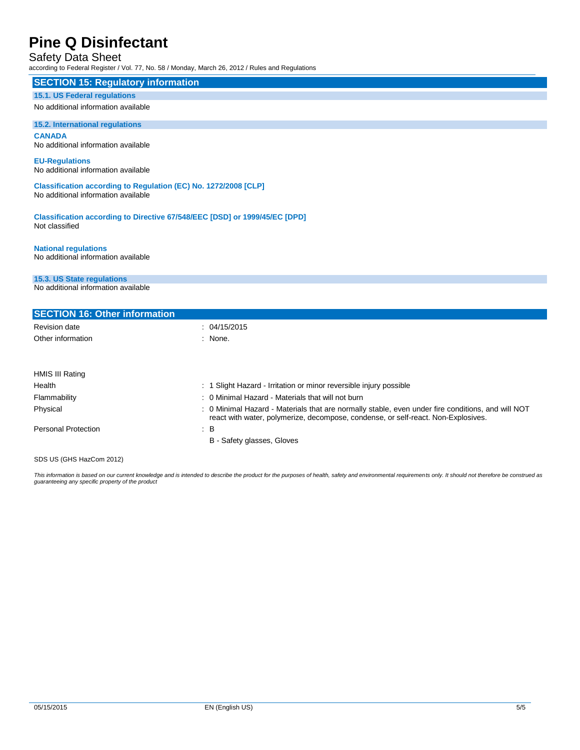## SECTION 15: Regulatory information

### 15.1. US Federal regulations

No additional information available

### 15.2. International regulations

**CANADA**

No additional information available

**EU-Regulations**

No additional information available

**Classification according to Regulation (EC) No. 1272/2008 [CLP]**

No additional information available

**Classification according to Directive 67/548/EEC [DSD] or 1999/45/EC [DPD]**

Not classified

**National regulations**

No additional information available

### 15.3. US State regulations

No additional information available

## SECTION 16: Other information

| | |
|---|---|
| Revision date | : 04/15/2015 |
| Other information | : None. |

| | |
|---|---|
| HMIS III Rating | |
| Health | : 1 Slight Hazard - Irritation or minor reversible injury possible |
| Flammability | : 0 Minimal Hazard - Materials that will not burn |
| Physical | : 0 Minimal Hazard - Materials that are normally stable, even under fire conditions, and will NOT react with water, polymerize, decompose, condense, or self-react. Non-Explosives. |
| Personal Protection | : B<br>B - Safety glasses, Gloves |

SDS US (GHS HazCom 2012)

*This information is based on our current knowledge and is intended to describe the product for the purposes of health, safety and environmental requirements only. It should not therefore be construed as guaranteeing any specific property of the product*